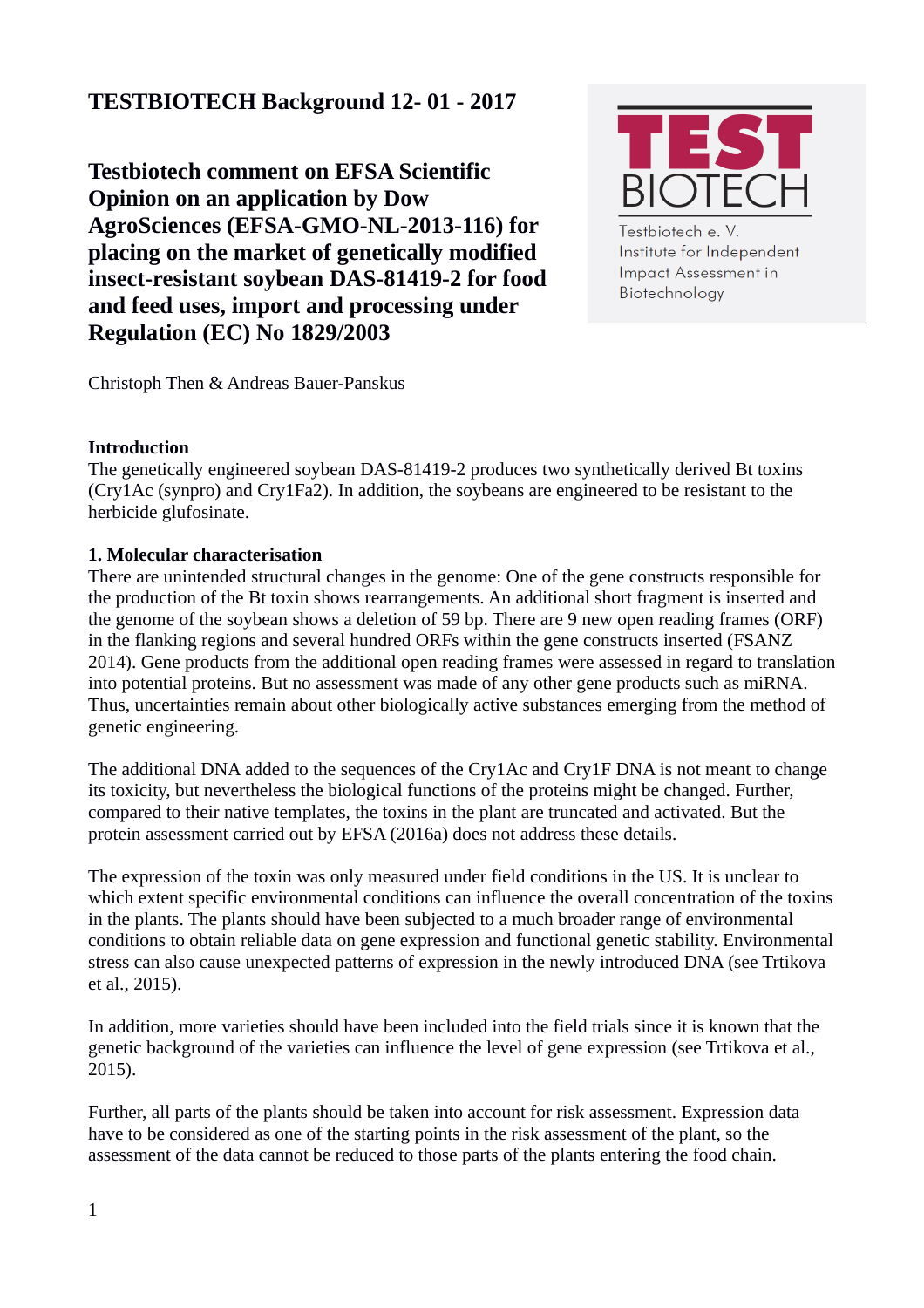**TESTBIOTECH Background 12- 01 - 2017**

Testbiotech e. V.
Institute for Independent Impact Assessment in Biotechnology

# Testbiotech comment on EFSA Scientific Opinion on an application by Dow AgroSciences (EFSA-GMO-NL-2013-116) for placing on the market of genetically modified insect-resistant soybean DAS-81419-2 for food and feed uses, import and processing under Regulation (EC) No 1829/2003

Christoph Then & Andreas Bauer-Panskus

## Introduction

The genetically engineered soybean DAS-81419-2 produces two synthetically derived Bt toxins (Cry1Ac (synpro) and Cry1Fa2). In addition, the soybeans are engineered to be resistant to the herbicide glufosinate.

## 1. Molecular characterisation

There are unintended structural changes in the genome: One of the gene constructs responsible for the production of the Bt toxin shows rearrangements. An additional short fragment is inserted and the genome of the soybean shows a deletion of 59 bp. There are 9 new open reading frames (ORF) in the flanking regions and several hundred ORFs within the gene constructs inserted (FSANZ 2014). Gene products from the additional open reading frames were assessed in regard to translation into potential proteins. But no assessment was made of any other gene products such as miRNA. Thus, uncertainties remain about other biologically active substances emerging from the method of genetic engineering.

The additional DNA added to the sequences of the Cry1Ac and Cry1F DNA is not meant to change its toxicity, but nevertheless the biological functions of the proteins might be changed. Further, compared to their native templates, the toxins in the plant are truncated and activated. But the protein assessment carried out by EFSA (2016a) does not address these details.

The expression of the toxin was only measured under field conditions in the US. It is unclear to which extent specific environmental conditions can influence the overall concentration of the toxins in the plants. The plants should have been subjected to a much broader range of environmental conditions to obtain reliable data on gene expression and functional genetic stability. Environmental stress can also cause unexpected patterns of expression in the newly introduced DNA (see Trtikova et al., 2015).

In addition, more varieties should have been included into the field trials since it is known that the genetic background of the varieties can influence the level of gene expression (see Trtikova et al., 2015).

Further, all parts of the plants should be taken into account for risk assessment. Expression data have to be considered as one of the starting points in the risk assessment of the plant, so the assessment of the data cannot be reduced to those parts of the plants entering the food chain.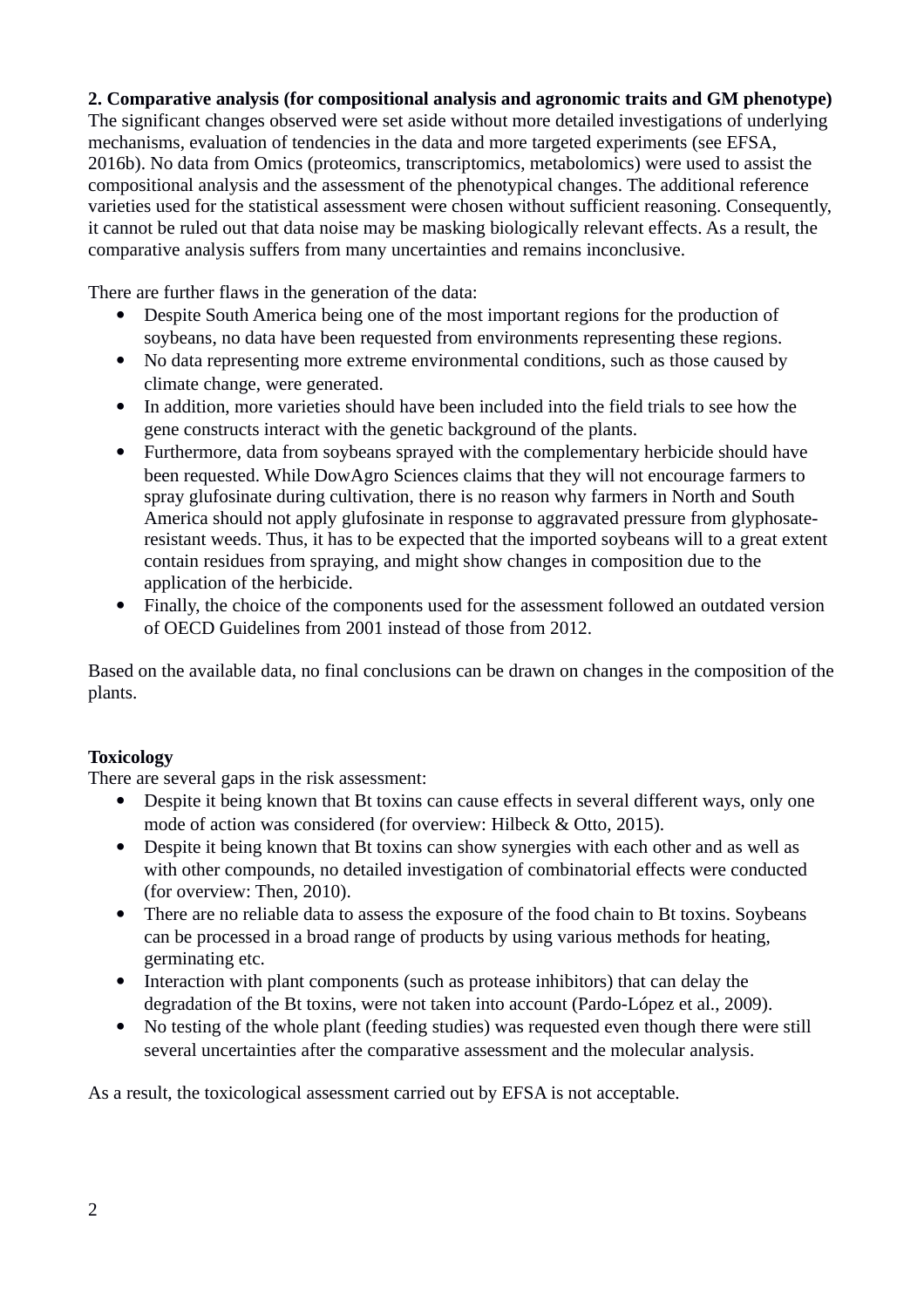**2. Comparative analysis (for compositional analysis and agronomic traits and GM phenotype)**
The significant changes observed were set aside without more detailed investigations of underlying mechanisms, evaluation of tendencies in the data and more targeted experiments (see EFSA, 2016b). No data from Omics (proteomics, transcriptomics, metabolomics) were used to assist the compositional analysis and the assessment of the phenotypical changes. The additional reference varieties used for the statistical assessment were chosen without sufficient reasoning. Consequently, it cannot be ruled out that data noise may be masking biologically relevant effects. As a result, the comparative analysis suffers from many uncertainties and remains inconclusive.

There are further flaws in the generation of the data:

- Despite South America being one of the most important regions for the production of soybeans, no data have been requested from environments representing these regions.
- No data representing more extreme environmental conditions, such as those caused by climate change, were generated.
- In addition, more varieties should have been included into the field trials to see how the gene constructs interact with the genetic background of the plants.
- Furthermore, data from soybeans sprayed with the complementary herbicide should have been requested. While DowAgro Sciences claims that they will not encourage farmers to spray glufosinate during cultivation, there is no reason why farmers in North and South America should not apply glufosinate in response to aggravated pressure from glyphosate-resistant weeds. Thus, it has to be expected that the imported soybeans will to a great extent contain residues from spraying, and might show changes in composition due to the application of the herbicide.
- Finally, the choice of the components used for the assessment followed an outdated version of OECD Guidelines from 2001 instead of those from 2012.

Based on the available data, no final conclusions can be drawn on changes in the composition of the plants.

**Toxicology**
There are several gaps in the risk assessment:

- Despite it being known that Bt toxins can cause effects in several different ways, only one mode of action was considered (for overview: Hilbeck & Otto, 2015).
- Despite it being known that Bt toxins can show synergies with each other and as well as with other compounds, no detailed investigation of combinatorial effects were conducted (for overview: Then, 2010).
- There are no reliable data to assess the exposure of the food chain to Bt toxins. Soybeans can be processed in a broad range of products by using various methods for heating, germinating etc.
- Interaction with plant components (such as protease inhibitors) that can delay the degradation of the Bt toxins, were not taken into account (Pardo-López et al., 2009).
- No testing of the whole plant (feeding studies) was requested even though there were still several uncertainties after the comparative assessment and the molecular analysis.

As a result, the toxicological assessment carried out by EFSA is not acceptable.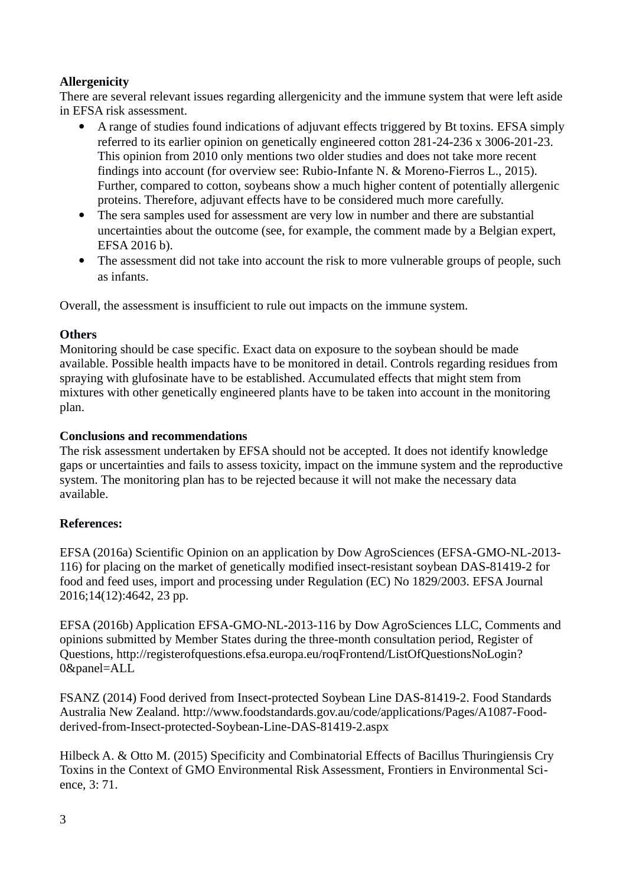**Allergenicity**

There are several relevant issues regarding allergenicity and the immune system that were left aside in EFSA risk assessment.

- A range of studies found indications of adjuvant effects triggered by Bt toxins. EFSA simply referred to its earlier opinion on genetically engineered cotton 281-24-236 x 3006-201-23. This opinion from 2010 only mentions two older studies and does not take more recent findings into account (for overview see: Rubio-Infante N. & Moreno-Fierros L., 2015). Further, compared to cotton, soybeans show a much higher content of potentially allergenic proteins. Therefore, adjuvant effects have to be considered much more carefully.
- The sera samples used for assessment are very low in number and there are substantial uncertainties about the outcome (see, for example, the comment made by a Belgian expert, EFSA 2016 b).
- The assessment did not take into account the risk to more vulnerable groups of people, such as infants.

Overall, the assessment is insufficient to rule out impacts on the immune system.

**Others**

Monitoring should be case specific. Exact data on exposure to the soybean should be made available. Possible health impacts have to be monitored in detail. Controls regarding residues from spraying with glufosinate have to be established. Accumulated effects that might stem from mixtures with other genetically engineered plants have to be taken into account in the monitoring plan.

**Conclusions and recommendations**

The risk assessment undertaken by EFSA should not be accepted. It does not identify knowledge gaps or uncertainties and fails to assess toxicity, impact on the immune system and the reproductive system. The monitoring plan has to be rejected because it will not make the necessary data available.

**References:**

EFSA (2016a) Scientific Opinion on an application by Dow AgroSciences (EFSA-GMO-NL-2013-116) for placing on the market of genetically modified insect-resistant soybean DAS-81419-2 for food and feed uses, import and processing under Regulation (EC) No 1829/2003. EFSA Journal 2016;14(12):4642, 23 pp.

EFSA (2016b) Application EFSA-GMO-NL-2013-116 by Dow AgroSciences LLC, Comments and opinions submitted by Member States during the three-month consultation period, Register of Questions, http://registerofquestions.efsa.europa.eu/roqFrontend/ListOfQuestionsNoLogin?0&panel=ALL

FSANZ (2014) Food derived from Insect-protected Soybean Line DAS-81419-2. Food Standards Australia New Zealand. http://www.foodstandards.gov.au/code/applications/Pages/A1087-Food-derived-from-Insect-protected-Soybean-Line-DAS-81419-2.aspx

Hilbeck A. & Otto M. (2015) Specificity and Combinatorial Effects of Bacillus Thuringiensis Cry Toxins in the Context of GMO Environmental Risk Assessment, Frontiers in Environmental Science, 3: 71.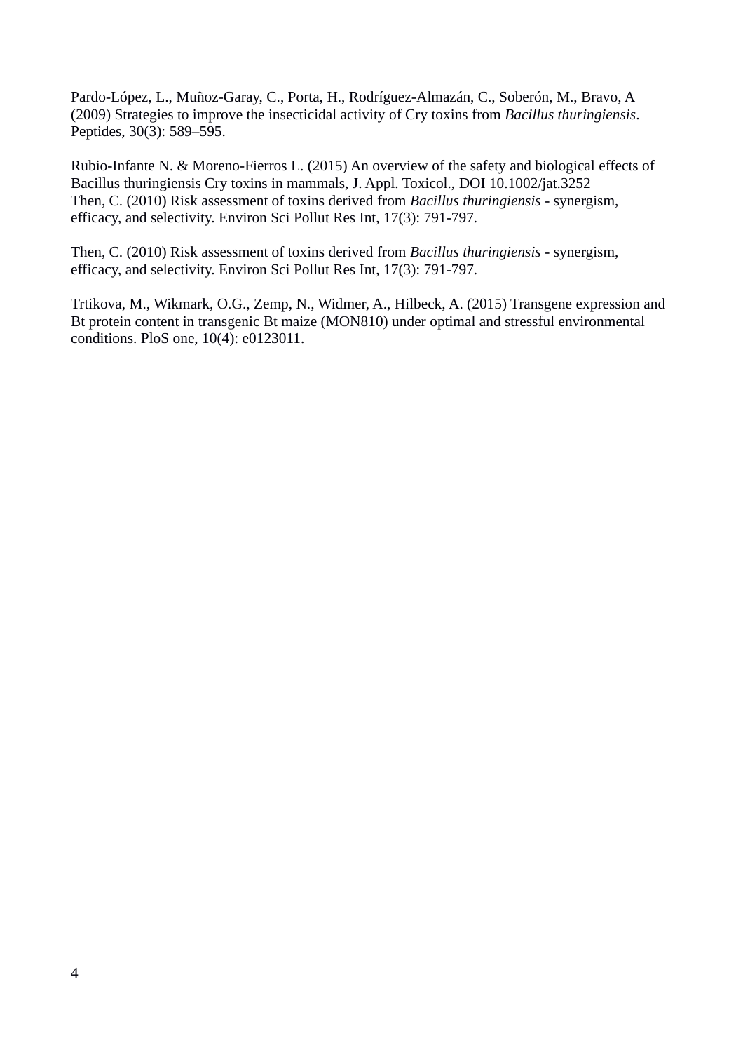Pardo-López, L., Muñoz-Garay, C., Porta, H., Rodríguez-Almazán, C., Soberón, M., Bravo, A (2009) Strategies to improve the insecticidal activity of Cry toxins from *Bacillus thuringiensis*. Peptides, 30(3): 589–595.

Rubio-Infante N. & Moreno-Fierros L. (2015) An overview of the safety and biological effects of Bacillus thuringiensis Cry toxins in mammals, J. Appl. Toxicol., DOI 10.1002/jat.3252
Then, C. (2010) Risk assessment of toxins derived from *Bacillus thuringiensis* - synergism, efficacy, and selectivity. Environ Sci Pollut Res Int, 17(3): 791-797.

Then, C. (2010) Risk assessment of toxins derived from *Bacillus thuringiensis* - synergism, efficacy, and selectivity. Environ Sci Pollut Res Int, 17(3): 791-797.

Trtikova, M., Wikmark, O.G., Zemp, N., Widmer, A., Hilbeck, A. (2015) Transgene expression and Bt protein content in transgenic Bt maize (MON810) under optimal and stressful environmental conditions. PloS one, 10(4): e0123011.